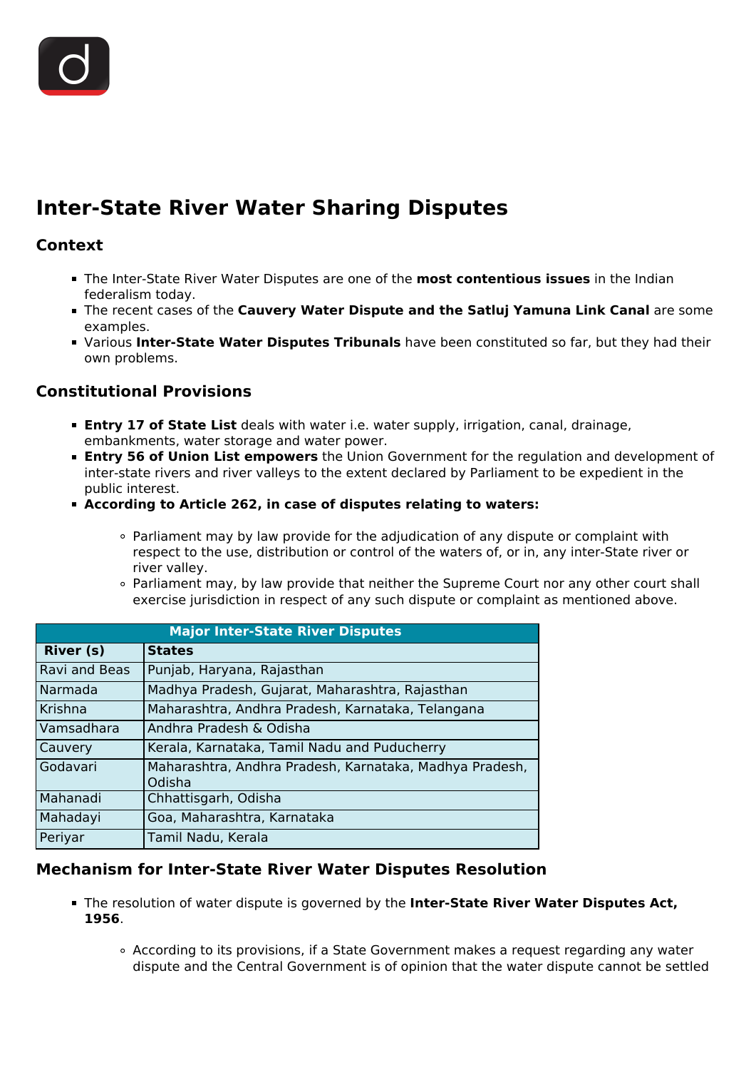# Inter-State River Water Sharing Disputes

## Context

- The Inter-State River Water Disputes are one of the **most contentious issues** in the Indian federalism today.
- The recent cases of the **Cauvery Water Dispute and the Satluj Yamuna Link Canal** are some examples.
- Various **Inter-State Water Disputes Tribunals** have been constituted so far, but they had their own problems.

## Constitutional Provisions

- **Entry 17 of State List** deals with water i.e. water supply, irrigation, canal, drainage, embankments, water storage and water power.
- **Entry 56 of Union List empowers** the Union Government for the regulation and development of inter-state rivers and river valleys to the extent declared by Parliament to be expedient in the public interest.
- **According to Article 262, in case of disputes relating to waters:**
  - Parliament may by law provide for the adjudication of any dispute or complaint with respect to the use, distribution or control of the waters of, or in, any inter-State river or river valley.
  - Parliament may, by law provide that neither the Supreme Court nor any other court shall exercise jurisdiction in respect of any such dispute or complaint as mentioned above.

| Major Inter-State River Disputes | |
|---|---|
| **River (s)** | **States** |
| Ravi and Beas | Punjab, Haryana, Rajasthan |
| Narmada | Madhya Pradesh, Gujarat, Maharashtra, Rajasthan |
| Krishna | Maharashtra, Andhra Pradesh, Karnataka, Telangana |
| Vamsadhara | Andhra Pradesh & Odisha |
| Cauvery | Kerala, Karnataka, Tamil Nadu and Puducherry |
| Godavari | Maharashtra, Andhra Pradesh, Karnataka, Madhya Pradesh, Odisha |
| Mahanadi | Chhattisgarh, Odisha |
| Mahadayi | Goa, Maharashtra, Karnataka |
| Periyar | Tamil Nadu, Kerala |

## Mechanism for Inter-State River Water Disputes Resolution

- The resolution of water dispute is governed by the **Inter-State River Water Disputes Act, 1956**.
  - According to its provisions, if a State Government makes a request regarding any water dispute and the Central Government is of opinion that the water dispute cannot be settled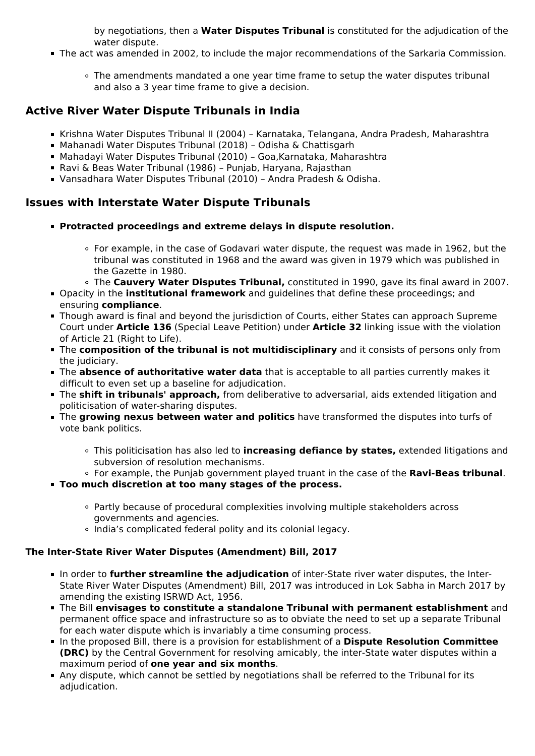by negotiations, then a **Water Disputes Tribunal** is constituted for the adjudication of the water dispute.

- The act was amended in 2002, to include the major recommendations of the Sarkaria Commission.
    - The amendments mandated a one year time frame to setup the water disputes tribunal and also a 3 year time frame to give a decision.

## Active River Water Dispute Tribunals in India

- Krishna Water Disputes Tribunal II (2004) – Karnataka, Telangana, Andra Pradesh, Maharashtra
- Mahanadi Water Disputes Tribunal (2018) – Odisha & Chattisgarh
- Mahadayi Water Disputes Tribunal (2010) – Goa,Karnataka, Maharashtra
- Ravi & Beas Water Tribunal (1986) – Punjab, Haryana, Rajasthan
- Vansadhara Water Disputes Tribunal (2010) – Andra Pradesh & Odisha.

## Issues with Interstate Water Dispute Tribunals

- **Protracted proceedings and extreme delays in dispute resolution.**
    - For example, in the case of Godavari water dispute, the request was made in 1962, but the tribunal was constituted in 1968 and the award was given in 1979 which was published in the Gazette in 1980.
    - The **Cauvery Water Disputes Tribunal,** constituted in 1990, gave its final award in 2007.
- Opacity in the **institutional framework** and guidelines that define these proceedings; and ensuring **compliance**.
- Though award is final and beyond the jurisdiction of Courts, either States can approach Supreme Court under **Article 136** (Special Leave Petition) under **Article 32** linking issue with the violation of Article 21 (Right to Life).
- The **composition of the tribunal is not multidisciplinary** and it consists of persons only from the judiciary.
- The **absence of authoritative water data** that is acceptable to all parties currently makes it difficult to even set up a baseline for adjudication.
- The **shift in tribunals' approach,** from deliberative to adversarial, aids extended litigation and politicisation of water-sharing disputes.
- The **growing nexus between water and politics** have transformed the disputes into turfs of vote bank politics.
    - This politicisation has also led to **increasing defiance by states,** extended litigations and subversion of resolution mechanisms.
    - For example, the Punjab government played truant in the case of the **Ravi-Beas tribunal**.
- **Too much discretion at too many stages of the process.**
    - Partly because of procedural complexities involving multiple stakeholders across governments and agencies.
    - India's complicated federal polity and its colonial legacy.

### The Inter-State River Water Disputes (Amendment) Bill, 2017

- In order to **further streamline the adjudication** of inter-State river water disputes, the Inter-State River Water Disputes (Amendment) Bill, 2017 was introduced in Lok Sabha in March 2017 by amending the existing ISRWD Act, 1956.
- The Bill **envisages to constitute a standalone Tribunal with permanent establishment** and permanent office space and infrastructure so as to obviate the need to set up a separate Tribunal for each water dispute which is invariably a time consuming process.
- In the proposed Bill, there is a provision for establishment of a **Dispute Resolution Committee (DRC)** by the Central Government for resolving amicably, the inter-State water disputes within a maximum period of **one year and six months**.
- Any dispute, which cannot be settled by negotiations shall be referred to the Tribunal for its adjudication.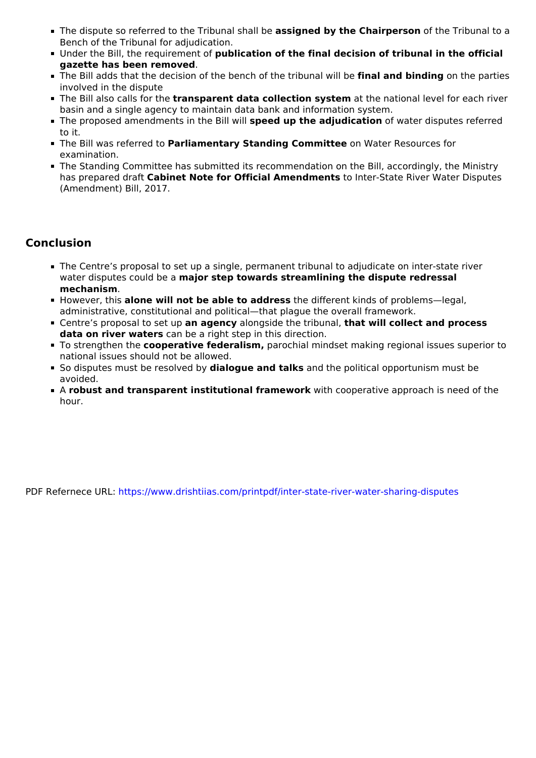- The dispute so referred to the Tribunal shall be **assigned by the Chairperson** of the Tribunal to a Bench of the Tribunal for adjudication.
- Under the Bill, the requirement of **publication of the final decision of tribunal in the official gazette has been removed**.
- The Bill adds that the decision of the bench of the tribunal will be **final and binding** on the parties involved in the dispute
- The Bill also calls for the **transparent data collection system** at the national level for each river basin and a single agency to maintain data bank and information system.
- The proposed amendments in the Bill will **speed up the adjudication** of water disputes referred to it.
- The Bill was referred to **Parliamentary Standing Committee** on Water Resources for examination.
- The Standing Committee has submitted its recommendation on the Bill, accordingly, the Ministry has prepared draft **Cabinet Note for Official Amendments** to Inter-State River Water Disputes (Amendment) Bill, 2017.

## Conclusion

- The Centre's proposal to set up a single, permanent tribunal to adjudicate on inter-state river water disputes could be a **major step towards streamlining the dispute redressal mechanism**.
- However, this **alone will not be able to address** the different kinds of problems—legal, administrative, constitutional and political—that plague the overall framework.
- Centre's proposal to set up **an agency** alongside the tribunal, **that will collect and process data on river waters** can be a right step in this direction.
- To strengthen the **cooperative federalism,** parochial mindset making regional issues superior to national issues should not be allowed.
- So disputes must be resolved by **dialogue and talks** and the political opportunism must be avoided.
- A **robust and transparent institutional framework** with cooperative approach is need of the hour.

PDF Refernece URL: https://www.drishtiias.com/printpdf/inter-state-river-water-sharing-disputes